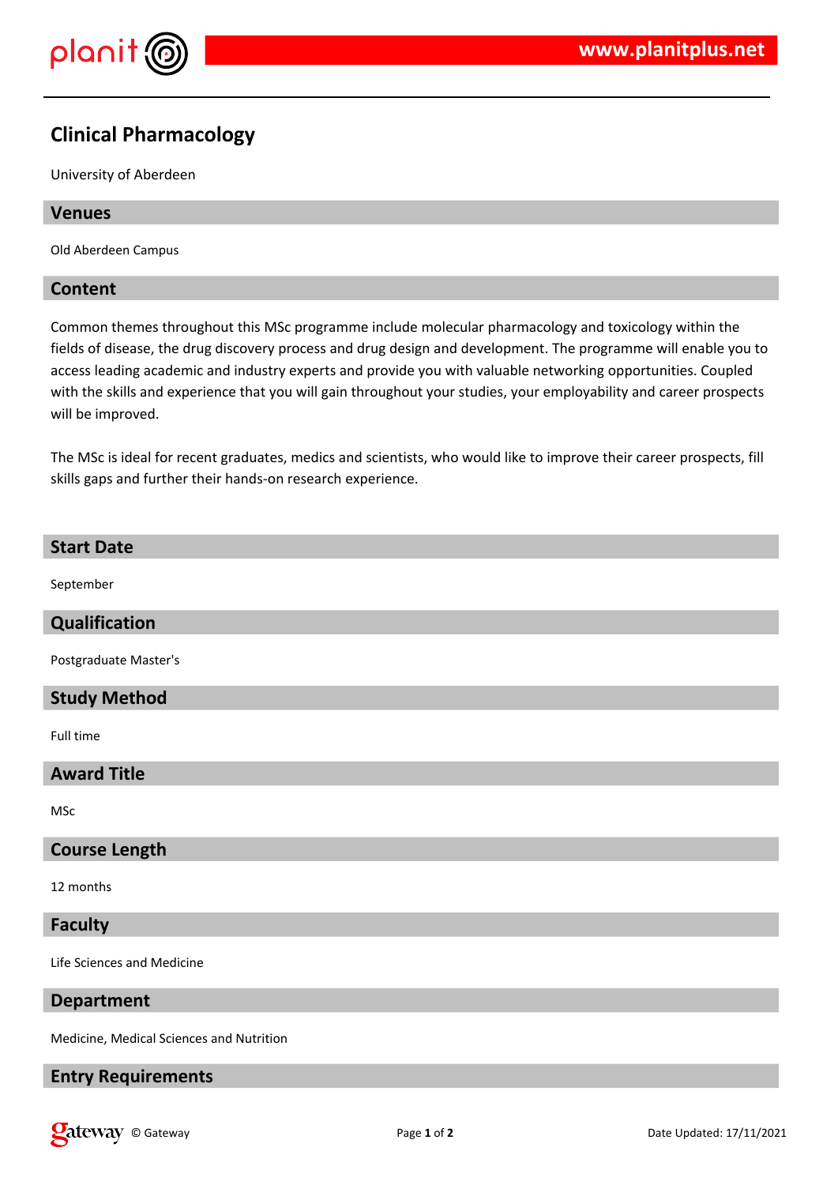# Clinical Pharmacology

University of Aberdeen

## Venues

Old Aberdeen Campus

## Content

Common themes throughout this MSc programme include molecular pharmacology and toxicology within the fields of disease, the drug discovery process and drug design and development. The programme will enable you to access leading academic and industry experts and provide you with valuable networking opportunities. Coupled with the skills and experience that you will gain throughout your studies, your employability and career prospects will be improved.

The MSc is ideal for recent graduates, medics and scientists, who would like to improve their career prospects, fill skills gaps and further their hands-on research experience.

## Start Date

September

## Qualification

Postgraduate Master's

## Study Method

Full time

## Award Title

MSc

## Course Length

12 months

## Faculty

Life Sciences and Medicine

## Department

Medicine, Medical Sciences and Nutrition

## Entry Requirements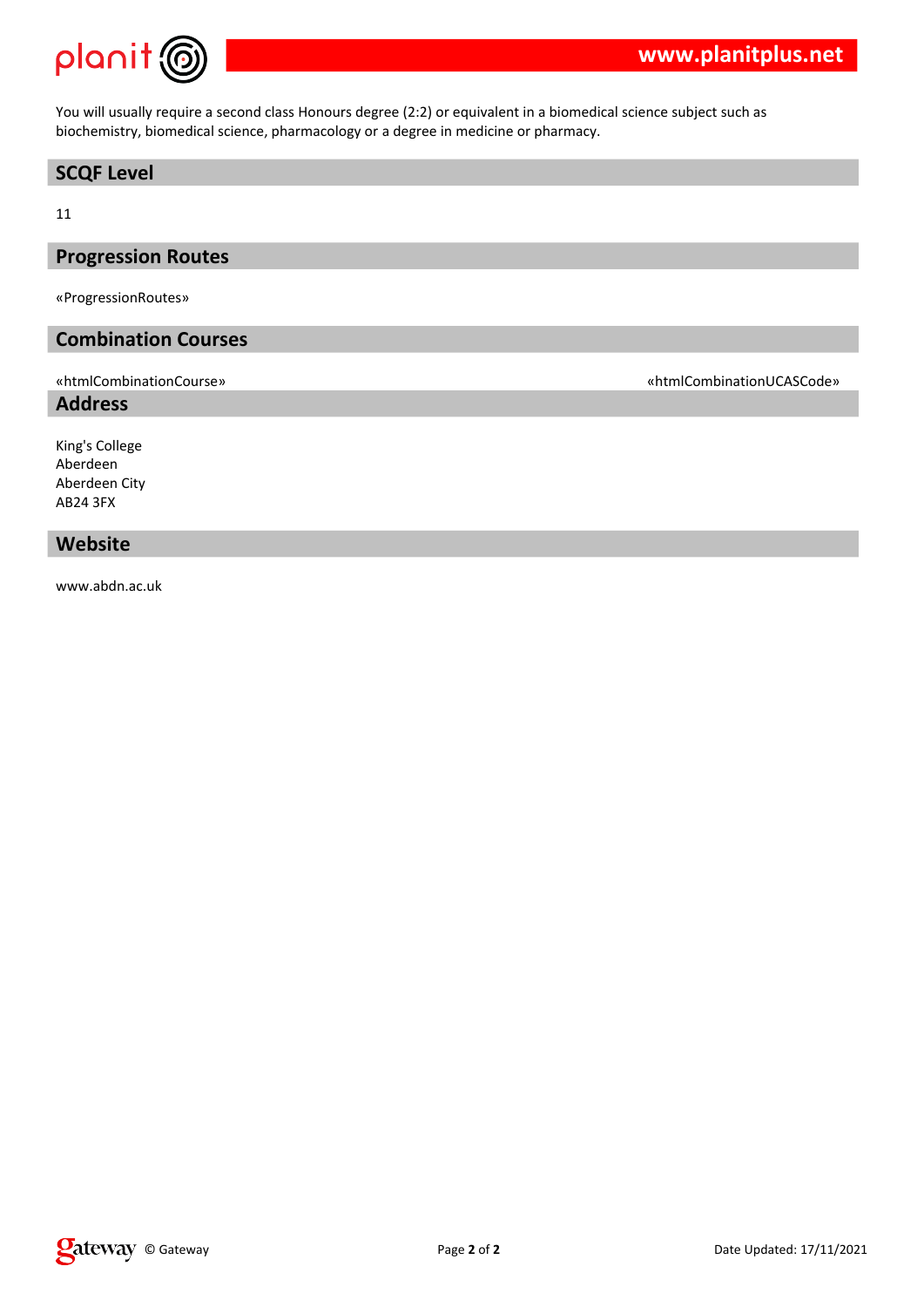You will usually require a second class Honours degree (2:2) or equivalent in a biomedical science subject such as biochemistry, biomedical science, pharmacology or a degree in medicine or pharmacy.

## SCQF Level

11

## Progression Routes

«ProgressionRoutes»

## Combination Courses

«htmlCombinationCourse» «htmlCombinationUCASCode»

## Address

King's College
Aberdeen
Aberdeen City
AB24 3FX

## Website

www.abdn.ac.uk